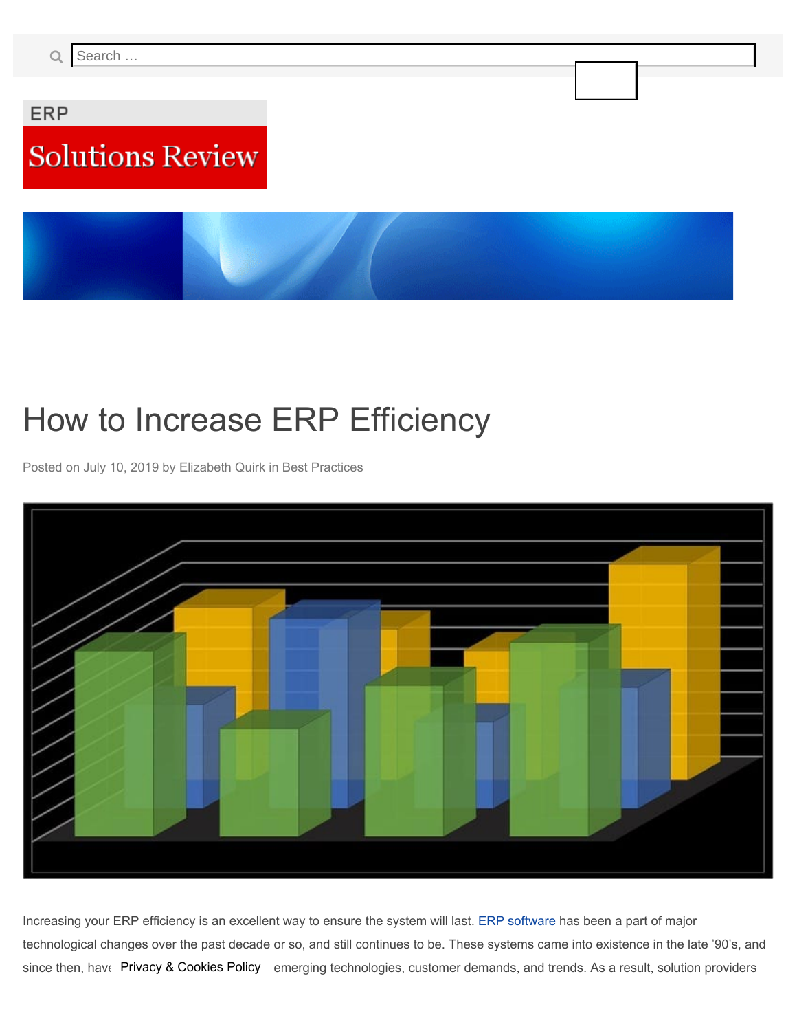Search …

ERP

Solutions Review

# How to Increase ERP Efficiency

Posted on July 10, 2019 by Elizabeth Quirk in Best Practices

Increasing your ERP efficiency is an excellent way to ensure the system will last. ERP software has been a part of major technological changes over the past decade or so, and still continues to be. These systems came into existence in the late '90's, and since then, have emerging technologies, customer demands, and trends. As a result, solution providers

Privacy & Cookies Policy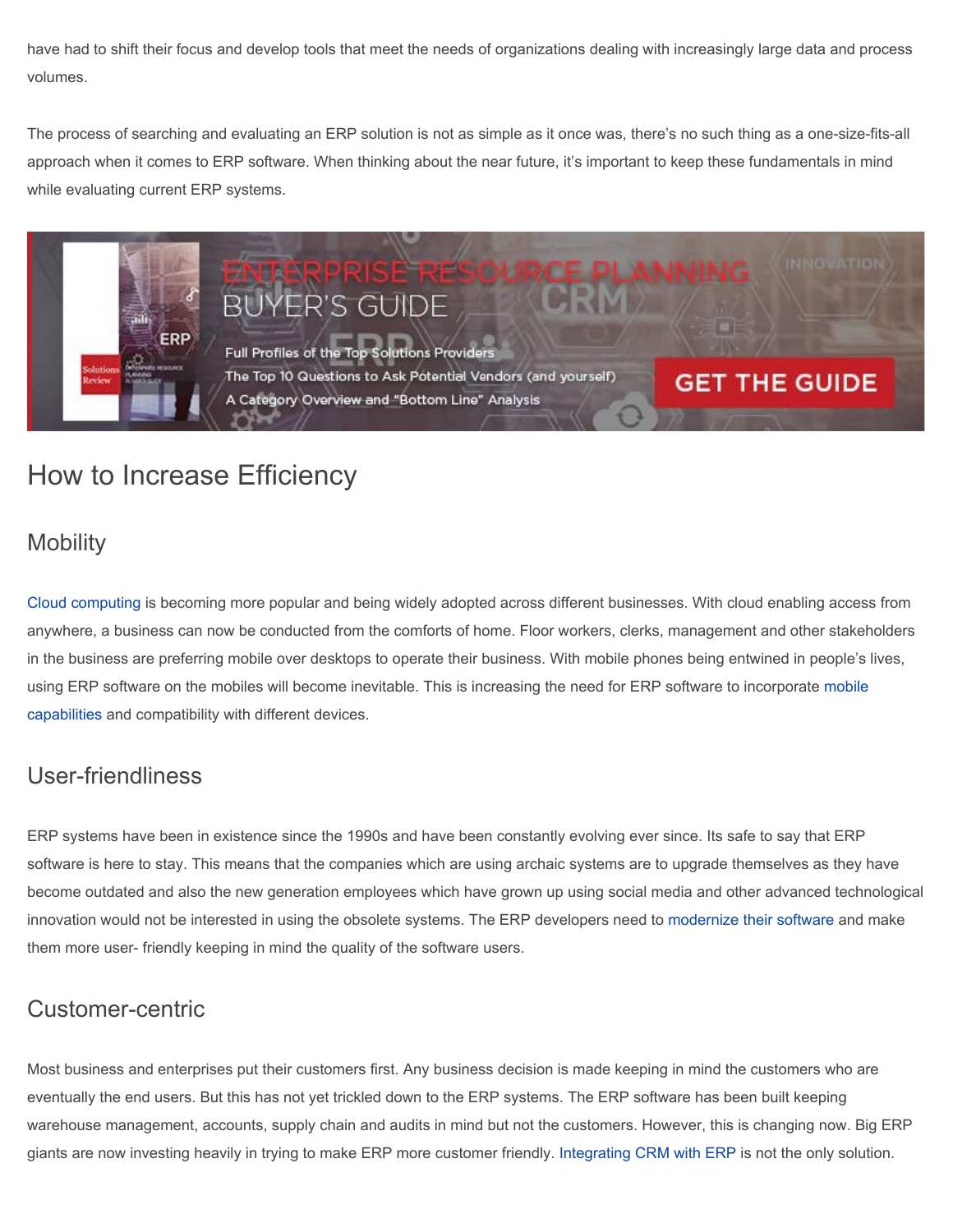have had to shift their focus and develop tools that meet the needs of organizations dealing with increasingly large data and process volumes.

The process of searching and evaluating an ERP solution is not as simple as it once was, there's no such thing as a one-size-fits-all approach when it comes to ERP software. When thinking about the near future, it's important to keep these fundamentals in mind while evaluating current ERP systems.

ENTERPRISE RESOURCE PLANNING BUYER'S GUIDE

Full Profiles of the Top Solutions Providers

The Top 10 Questions to Ask Potential Vendors (and yourself)

A Category Overview and "Bottom Line" Analysis

GET THE GUIDE

## How to Increase Efficiency

### Mobility

Cloud computing is becoming more popular and being widely adopted across different businesses. With cloud enabling access from anywhere, a business can now be conducted from the comforts of home. Floor workers, clerks, management and other stakeholders in the business are preferring mobile over desktops to operate their business. With mobile phones being entwined in people's lives, using ERP software on the mobiles will become inevitable. This is increasing the need for ERP software to incorporate mobile capabilities and compatibility with different devices.

### User-friendliness

ERP systems have been in existence since the 1990s and have been constantly evolving ever since. Its safe to say that ERP software is here to stay. This means that the companies which are using archaic systems are to upgrade themselves as they have become outdated and also the new generation employees which have grown up using social media and other advanced technological innovation would not be interested in using the obsolete systems. The ERP developers need to modernize their software and make them more user- friendly keeping in mind the quality of the software users.

### Customer-centric

Most business and enterprises put their customers first. Any business decision is made keeping in mind the customers who are eventually the end users. But this has not yet trickled down to the ERP systems. The ERP software has been built keeping warehouse management, accounts, supply chain and audits in mind but not the customers. However, this is changing now. Big ERP giants are now investing heavily in trying to make ERP more customer friendly. Integrating CRM with ERP is not the only solution.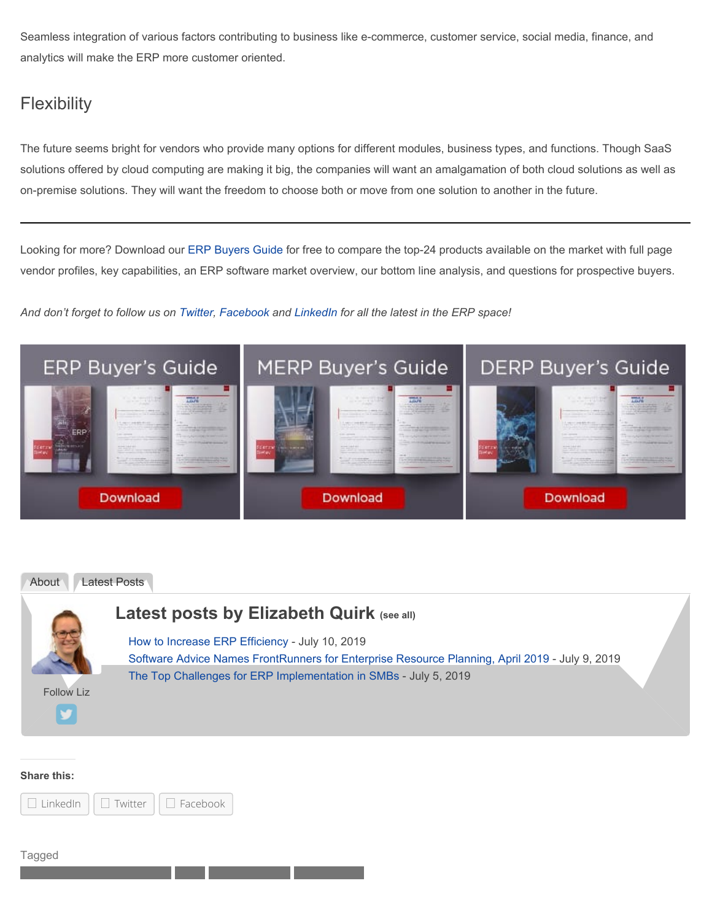Seamless integration of various factors contributing to business like e-commerce, customer service, social media, finance, and analytics will make the ERP more customer oriented.

## Flexibility

The future seems bright for vendors who provide many options for different modules, business types, and functions. Though SaaS solutions offered by cloud computing are making it big, the companies will want an amalgamation of both cloud solutions as well as on-premise solutions. They will want the freedom to choose both or move from one solution to another in the future.

---

Looking for more? Download our ERP Buyers Guide for free to compare the top-24 products available on the market with full page vendor profiles, key capabilities, an ERP software market overview, our bottom line analysis, and questions for prospective buyers.

*And don't forget to follow us on Twitter, Facebook and LinkedIn for all the latest in the ERP space!*

ERP Buyer's Guide — Download

MERP Buyer's Guide — Download

DERP Buyer's Guide — Download

About | Latest Posts

### Latest posts by Elizabeth Quirk (see all)

- How to Increase ERP Efficiency - July 10, 2019
- Software Advice Names FrontRunners for Enterprise Resource Planning, April 2019 - July 9, 2019
- The Top Challenges for ERP Implementation in SMBs - July 5, 2019

Follow Liz

**Share this:**

LinkedIn | Twitter | Facebook

Tagged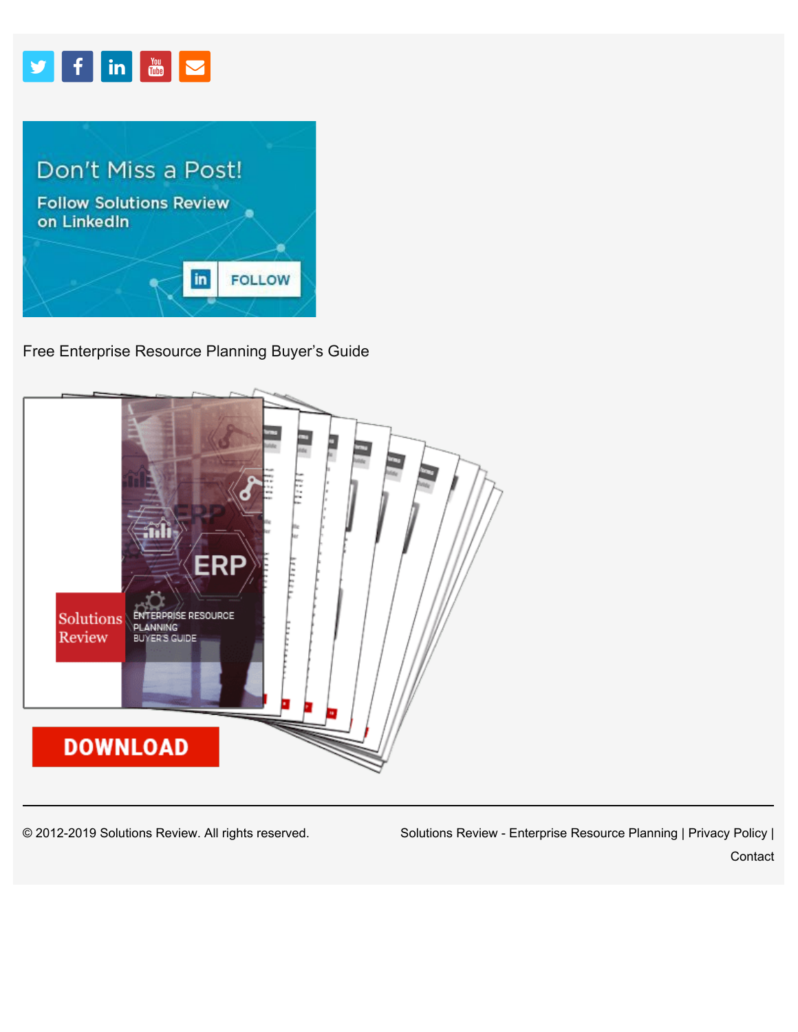Don't Miss a Post!

Follow Solutions Review on LinkedIn

FOLLOW

Free Enterprise Resource Planning Buyer's Guide

DOWNLOAD

© 2012-2019 Solutions Review. All rights reserved.

Solutions Review - Enterprise Resource Planning | Privacy Policy | Contact